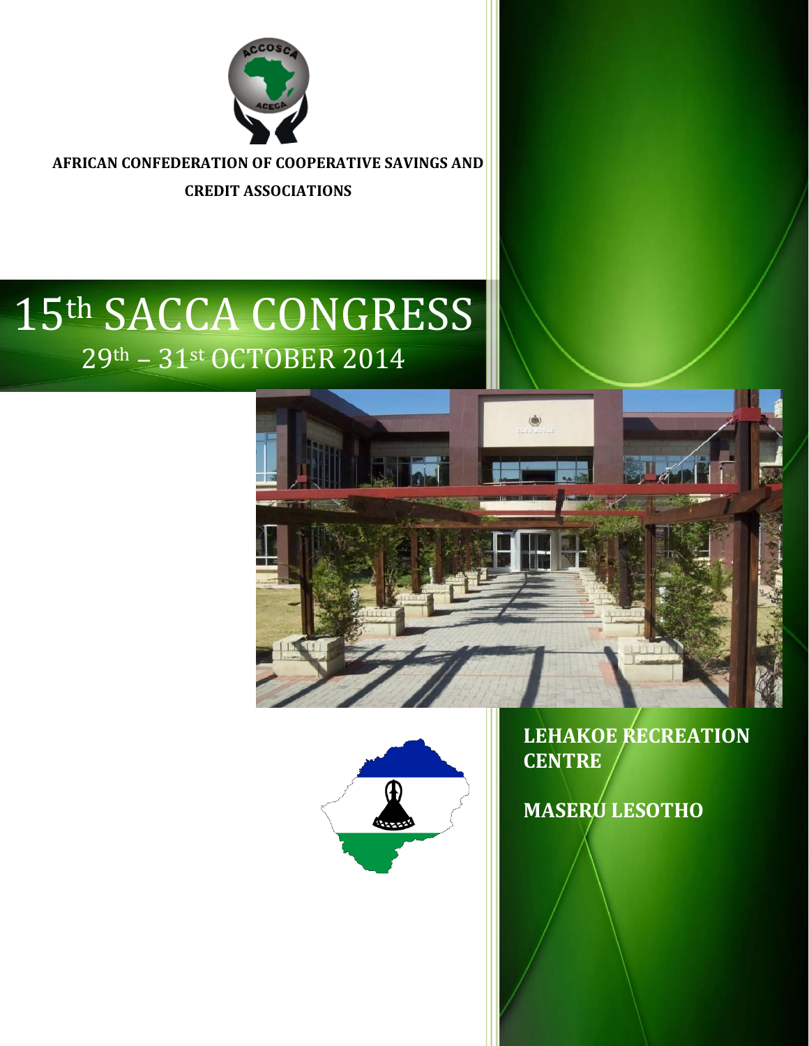**AFRICAN CONFEDERATION OF COOPERATIVE SAVINGS AND CREDIT ASSOCIATIONS**

# 15th SACCA CONGRESS

## 29th – 31st OCTOBER 2014

**LEHAKOE RECREATION CENTRE**

**MASERU LESOTHO**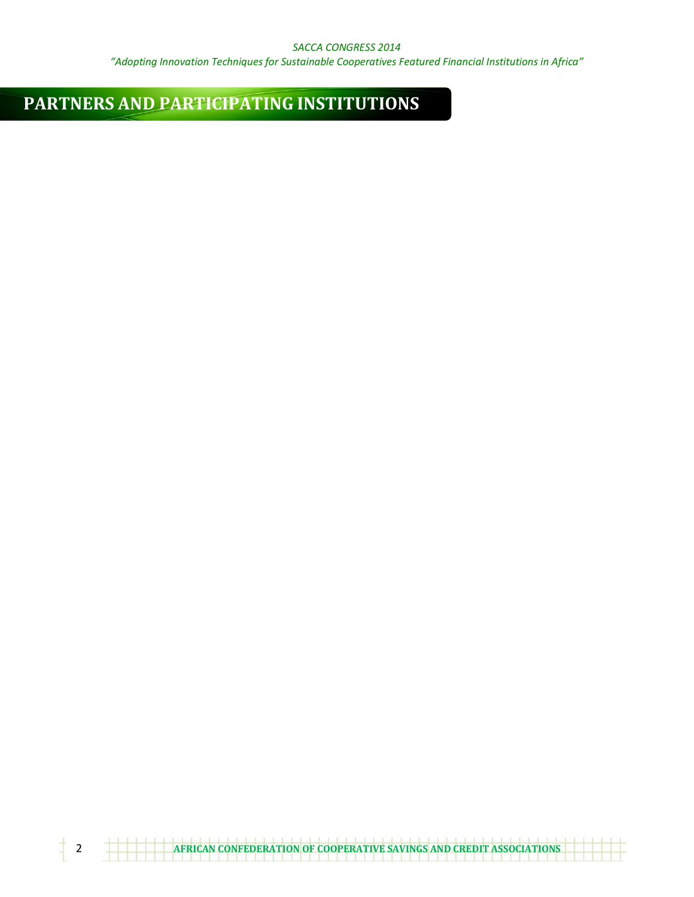# PARTNERS AND PARTICIPATING INSTITUTIONS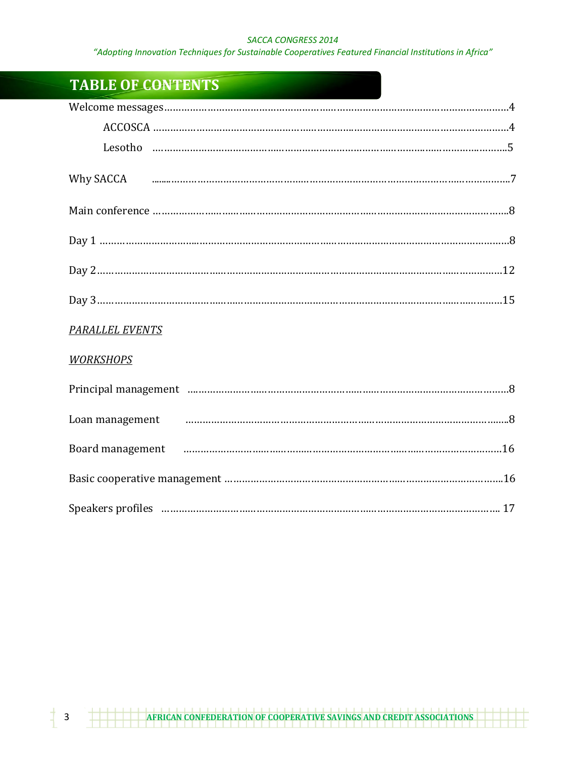# TABLE OF CONTENTS

Welcome messages……………………………………………………………………………………………………4

ACCOSCA ……………………………………………………………………………………………………4

Lesotho ……………………………………………………………………………………………………5

Why SACCA ……………………………………………………………………………………………………7

Main conference ……………………………………………………………………………………………………8

Day 1 ……………………………………………………………………………………………………8

Day 2……………………………………………………………………………………………………12

Day 3……………………………………………………………………………………………………15

*PARALLEL EVENTS*

*WORKSHOPS*

Principal management ……………………………………………………………………………………………………8

Loan management ……………………………………………………………………………………………………8

Board management ……………………………………………………………………………………………………16

Basic cooperative management ……………………………………………………………………………………………………16

Speakers profiles …………………………………………………………………………………………………… 17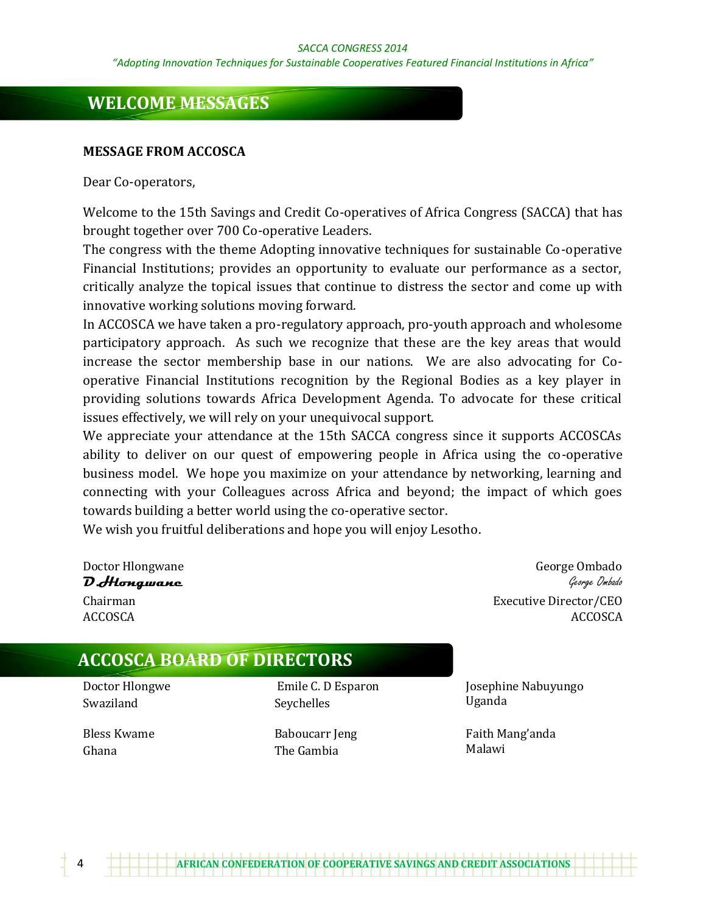## WELCOME MESSAGES

**MESSAGE FROM ACCOSCA**

Dear Co-operators,

Welcome to the 15th Savings and Credit Co-operatives of Africa Congress (SACCA) that has brought together over 700 Co-operative Leaders.

The congress with the theme Adopting innovative techniques for sustainable Co-operative Financial Institutions; provides an opportunity to evaluate our performance as a sector, critically analyze the topical issues that continue to distress the sector and come up with innovative working solutions moving forward.

In ACCOSCA we have taken a pro-regulatory approach, pro-youth approach and wholesome participatory approach. As such we recognize that these are the key areas that would increase the sector membership base in our nations. We are also advocating for Co-operative Financial Institutions recognition by the Regional Bodies as a key player in providing solutions towards Africa Development Agenda. To advocate for these critical issues effectively, we will rely on your unequivocal support.

We appreciate your attendance at the 15th SACCA congress since it supports ACCOSCAs ability to deliver on our quest of empowering people in Africa using the co-operative business model. We hope you maximize on your attendance by networking, learning and connecting with your Colleagues across Africa and beyond; the impact of which goes towards building a better world using the co-operative sector.

We wish you fruitful deliberations and hope you will enjoy Lesotho.

Doctor Hlongwane
*D.Hlongwane*
Chairman
ACCOSCA

George Ombado
*George Ombado*
Executive Director/CEO
ACCOSCA

## ACCOSCA BOARD OF DIRECTORS

Doctor Hlongwe
Swaziland

Bless Kwame
Ghana

Emile C. D Esparon
Seychelles

Baboucarr Jeng
The Gambia

Josephine Nabuyungo
Uganda

Faith Mang'anda
Malawi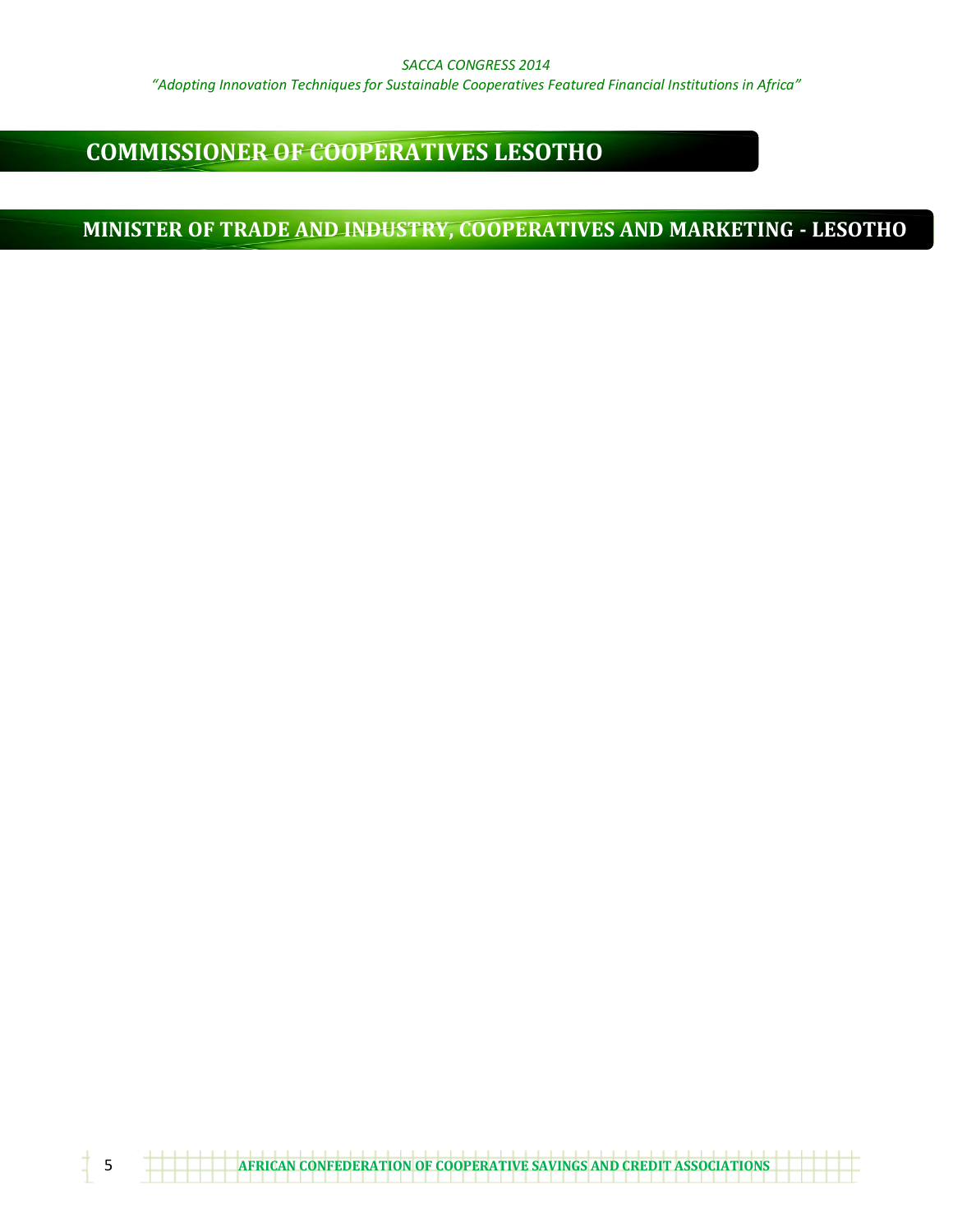## COMMISSIONER OF COOPERATIVES LESOTHO

## MINISTER OF TRADE AND INDUSTRY, COOPERATIVES AND MARKETING - LESOTHO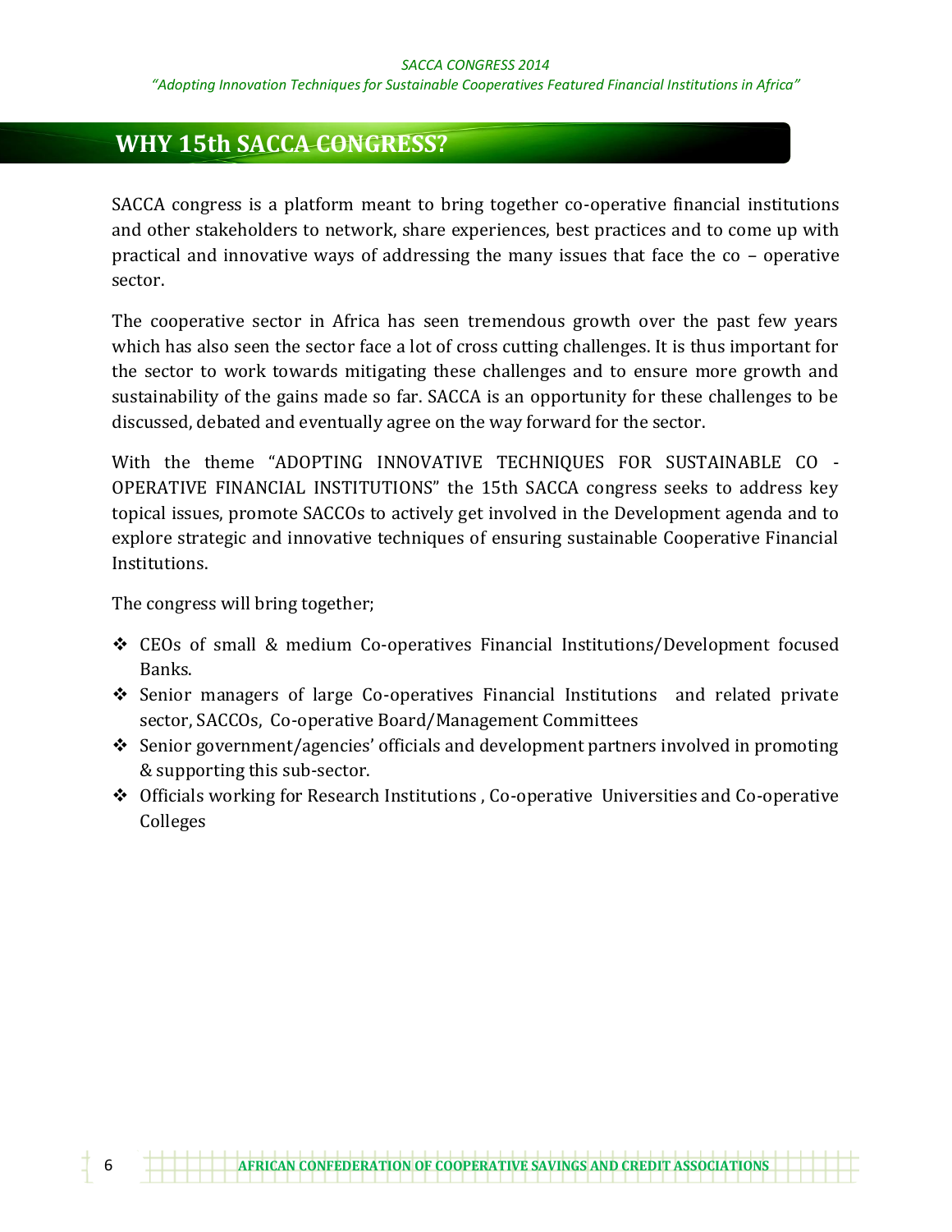## WHY 15th SACCA CONGRESS?

SACCA congress is a platform meant to bring together co-operative financial institutions and other stakeholders to network, share experiences, best practices and to come up with practical and innovative ways of addressing the many issues that face the co – operative sector.

The cooperative sector in Africa has seen tremendous growth over the past few years which has also seen the sector face a lot of cross cutting challenges. It is thus important for the sector to work towards mitigating these challenges and to ensure more growth and sustainability of the gains made so far. SACCA is an opportunity for these challenges to be discussed, debated and eventually agree on the way forward for the sector.

With the theme "ADOPTING INNOVATIVE TECHNIQUES FOR SUSTAINABLE CO - OPERATIVE FINANCIAL INSTITUTIONS" the 15th SACCA congress seeks to address key topical issues, promote SACCOs to actively get involved in the Development agenda and to explore strategic and innovative techniques of ensuring sustainable Cooperative Financial Institutions.

The congress will bring together;

- CEOs of small & medium Co-operatives Financial Institutions/Development focused Banks.
- Senior managers of large Co-operatives Financial Institutions and related private sector, SACCOs, Co-operative Board/Management Committees
- Senior government/agencies' officials and development partners involved in promoting & supporting this sub-sector.
- Officials working for Research Institutions , Co-operative Universities and Co-operative Colleges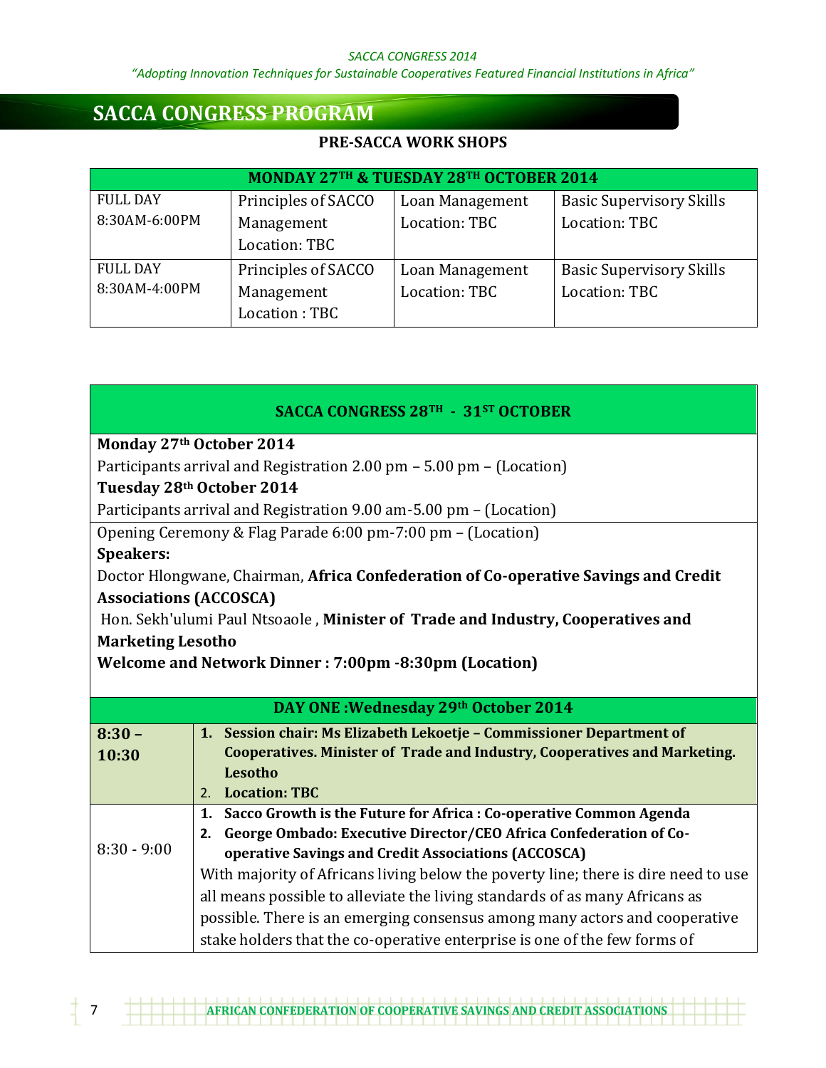## SACCA CONGRESS PROGRAM

### PRE-SACCA WORK SHOPS

| MONDAY 27TH & TUESDAY 28TH OCTOBER 2014 | | | |
|---|---|---|---|
| FULL DAY 8:30AM-6:00PM | Principles of SACCO Management Location: TBC | Loan Management Location: TBC | Basic Supervisory Skills Location: TBC |
| FULL DAY 8:30AM-4:00PM | Principles of SACCO Management Location : TBC | Loan Management Location: TBC | Basic Supervisory Skills Location: TBC |

### SACCA CONGRESS 28TH - 31ST OCTOBER

**Monday 27th October 2014**

Participants arrival and Registration 2.00 pm – 5.00 pm – (Location)

**Tuesday 28th October 2014**

Participants arrival and Registration 9.00 am-5.00 pm – (Location)

Opening Ceremony & Flag Parade 6:00 pm-7:00 pm – (Location)

**Speakers:**

Doctor Hlongwane, Chairman, **Africa Confederation of Co-operative Savings and Credit Associations (ACCOSCA)**

Hon. Sekh'ulumi Paul Ntsoaole , **Minister of Trade and Industry, Cooperatives and Marketing Lesotho**

**Welcome and Network Dinner : 7:00pm -8:30pm (Location)**

| DAY ONE :Wednesday 29th October 2014 | |
|---|---|
| **8:30 – 10:30** | 1. **Session chair: Ms Elizabeth Lekoetje – Commissioner Department of Cooperatives. Minister of Trade and Industry, Cooperatives and Marketing. Lesotho**<br>2. **Location: TBC** |
| 8:30 - 9:00 | 1. **Sacco Growth is the Future for Africa : Co-operative Common Agenda**<br>2. **George Ombado: Executive Director/CEO Africa Confederation of Co-operative Savings and Credit Associations (ACCOSCA)**<br>With majority of Africans living below the poverty line; there is dire need to use all means possible to alleviate the living standards of as many Africans as possible. There is an emerging consensus among many actors and cooperative stake holders that the co-operative enterprise is one of the few forms of |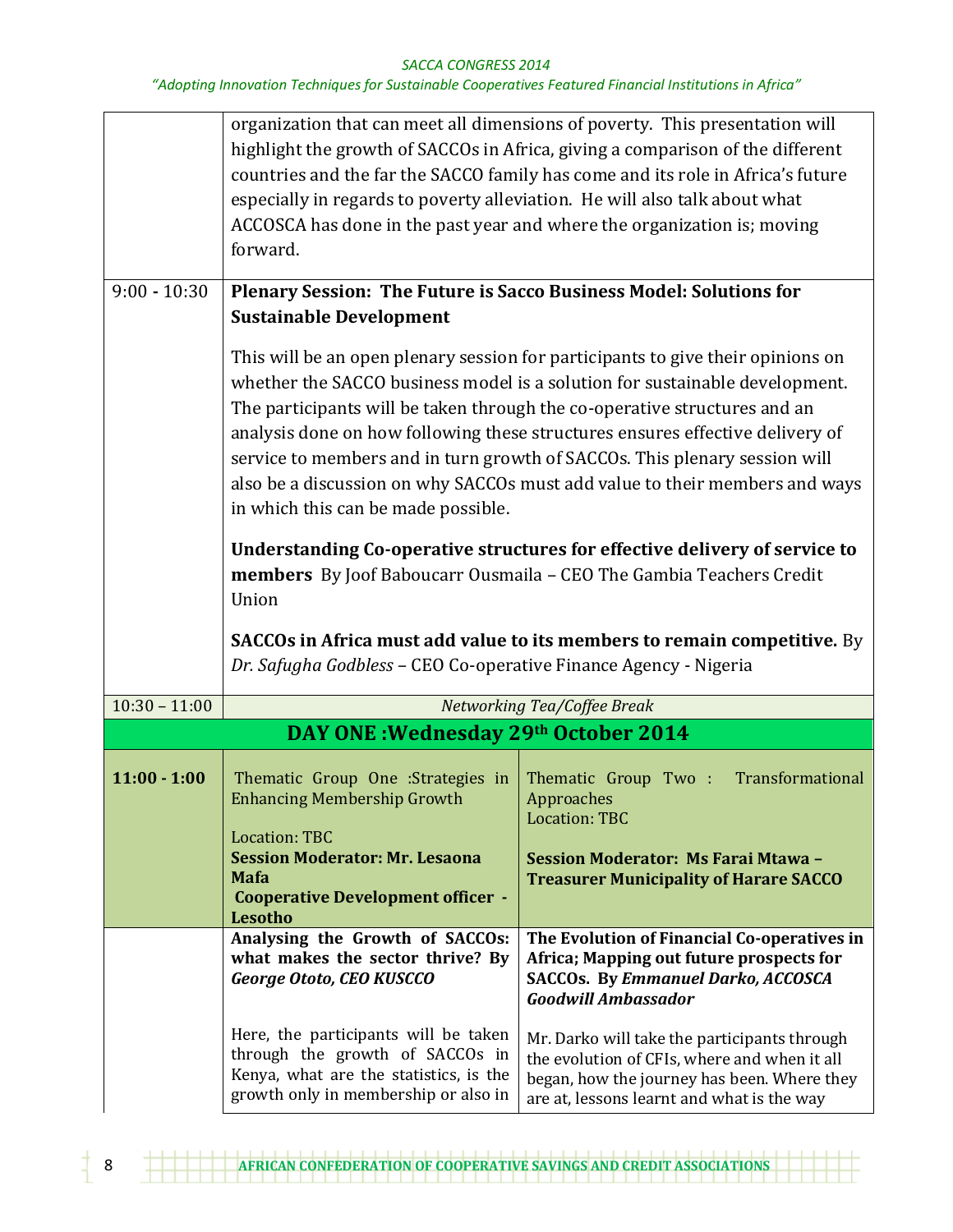| | |
|---|---|
| | organization that can meet all dimensions of poverty. This presentation will highlight the growth of SACCOs in Africa, giving a comparison of the different countries and the far the SACCO family has come and its role in Africa's future especially in regards to poverty alleviation. He will also talk about what ACCOSCA has done in the past year and where the organization is; moving forward. |
| 9:00 - 10:30 | **Plenary Session: The Future is Sacco Business Model: Solutions for Sustainable Development**<br><br>This will be an open plenary session for participants to give their opinions on whether the SACCO business model is a solution for sustainable development. The participants will be taken through the co-operative structures and an analysis done on how following these structures ensures effective delivery of service to members and in turn growth of SACCOs. This plenary session will also be a discussion on why SACCOs must add value to their members and ways in which this can be made possible.<br><br>**Understanding Co-operative structures for effective delivery of service to members** By Joof Baboucarr Ousmaila – CEO The Gambia Teachers Credit Union<br><br>**SACCOs in Africa must add value to its members to remain competitive.** By *Dr. Safugha Godbless* – CEO Co-operative Finance Agency - Nigeria |
| 10:30 – 11:00 | *Networking Tea/Coffee Break* |

## DAY ONE :Wednesday 29th October 2014

| | | |
|---|---|---|
| **11:00 - 1:00** | Thematic Group One :Strategies in Enhancing Membership Growth<br><br>Location: TBC<br>**Session Moderator: Mr. Lesaona Mafa Cooperative Development officer - Lesotho** | Thematic Group Two : Transformational Approaches<br>Location: TBC<br><br>**Session Moderator: Ms Farai Mtawa – Treasurer Municipality of Harare SACCO** |
| | **Analysing the Growth of SACCOs: what makes the sector thrive? By *George Ototo, CEO KUSCCO***<br><br>Here, the participants will be taken through the growth of SACCOs in Kenya, what are the statistics, is the growth only in membership or also in | **The Evolution of Financial Co-operatives in Africa; Mapping out future prospects for SACCOs. By *Emmanuel Darko, ACCOSCA Goodwill Ambassador***<br><br>Mr. Darko will take the participants through the evolution of CFIs, where and when it all began, how the journey has been. Where they are at, lessons learnt and what is the way |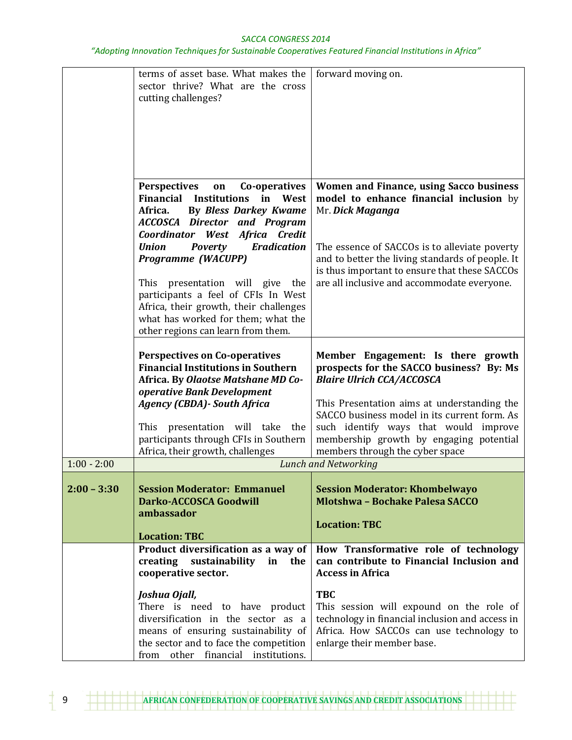| | | |
|---|---|---|
| | terms of asset base. What makes the sector thrive? What are the cross cutting challenges? | forward moving on. |
| | **Perspectives on Co-operatives Financial Institutions in West Africa. By *Bless Darkey Kwame ACCOSCA Director and Program Coordinator West Africa Credit Union Poverty Eradication Programme (WACUPP)***<br><br>This presentation will give the participants a feel of CFIs In West Africa, their growth, their challenges what has worked for them; what the other regions can learn from them. | **Women and Finance, using Sacco business model to enhance financial inclusion** by Mr. ***Dick Maganga***<br><br>The essence of SACCOs is to alleviate poverty and to better the living standards of people. It is thus important to ensure that these SACCOs are all inclusive and accommodate everyone. |
| | **Perspectives on Co-operatives Financial Institutions in Southern Africa. By *Olaotse Matshane MD Co-operative Bank Development Agency (CBDA)- South Africa***<br><br>This presentation will take the participants through CFIs in Southern Africa, their growth, challenges | **Member Engagement: Is there growth prospects for the SACCO business? By: Ms *Blaire Ulrich CCA/ACCOSCA***<br><br>This Presentation aims at understanding the SACCO business model in its current form. As such identify ways that would improve membership growth by engaging potential members through the cyber space |
| 1:00 - 2:00 | *Lunch and Networking* | |
| **2:00 – 3:30** | **Session Moderator: Emmanuel Darko-ACCOSCA Goodwill ambassador**<br><br>**Location: TBC** | **Session Moderator: Khombelwayo Mlotshwa – Bochake Palesa SACCO**<br><br>**Location: TBC** |
| | **Product diversification as a way of creating sustainability in the cooperative sector.**<br><br>***Joshua Ojall,***<br>There is need to have product diversification in the sector as a means of ensuring sustainability of the sector and to face the competition from other financial institutions. | **How Transformative role of technology can contribute to Financial Inclusion and Access in Africa**<br><br>**TBC**<br>This session will expound on the role of technology in financial inclusion and access in Africa. How SACCOs can use technology to enlarge their member base. |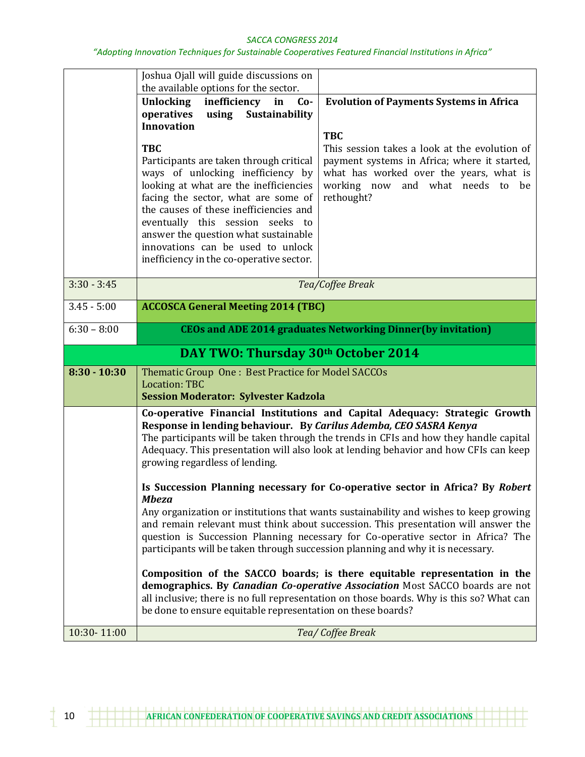| | | |
|---|---|---|
| | Joshua Ojall will guide discussions on the available options for the sector. | |
| | **Unlocking inefficiency in Co-operatives using Sustainability Innovation**<br><br>**TBC**<br>Participants are taken through critical ways of unlocking inefficiency by looking at what are the inefficiencies facing the sector, what are some of the causes of these inefficiencies and eventually this session seeks to answer the question what sustainable innovations can be used to unlock inefficiency in the co-operative sector. | **Evolution of Payments Systems in Africa**<br><br>**TBC**<br>This session takes a look at the evolution of payment systems in Africa; where it started, what has worked over the years, what is working now and what needs to be rethought? |
| 3:30 - 3:45 | *Tea/Coffee Break* | |
| 3.45 - 5:00 | **ACCOSCA General Meeting 2014 (TBC)** | |
| 6:30 – 8:00 | **CEOs and ADE 2014 graduates Networking Dinner(by invitation)** | |
| **DAY TWO: Thursday 30th October 2014** | | |
| **8:30 - 10:30** | Thematic Group One : Best Practice for Model SACCOs<br>Location: TBC<br>**Session Moderator: Sylvester Kadzola** | |
| | **Co-operative Financial Institutions and Capital Adequacy: Strategic Growth Response in lending behaviour. By *Carilus Ademba, CEO SASRA Kenya***<br>The participants will be taken through the trends in CFIs and how they handle capital Adequacy. This presentation will also look at lending behavior and how CFIs can keep growing regardless of lending.<br><br>**Is Succession Planning necessary for Co-operative sector in Africa? By *Robert Mbeza***<br>Any organization or institutions that wants sustainability and wishes to keep growing and remain relevant must think about succession. This presentation will answer the question is Succession Planning necessary for Co-operative sector in Africa? The participants will be taken through succession planning and why it is necessary.<br><br>**Composition of the SACCO boards; is there equitable representation in the demographics. By *Canadian Co-operative Association*** Most SACCO boards are not all inclusive; there is no full representation on those boards. Why is this so? What can be done to ensure equitable representation on these boards? | |
| 10:30- 11:00 | *Tea/ Coffee Break* | |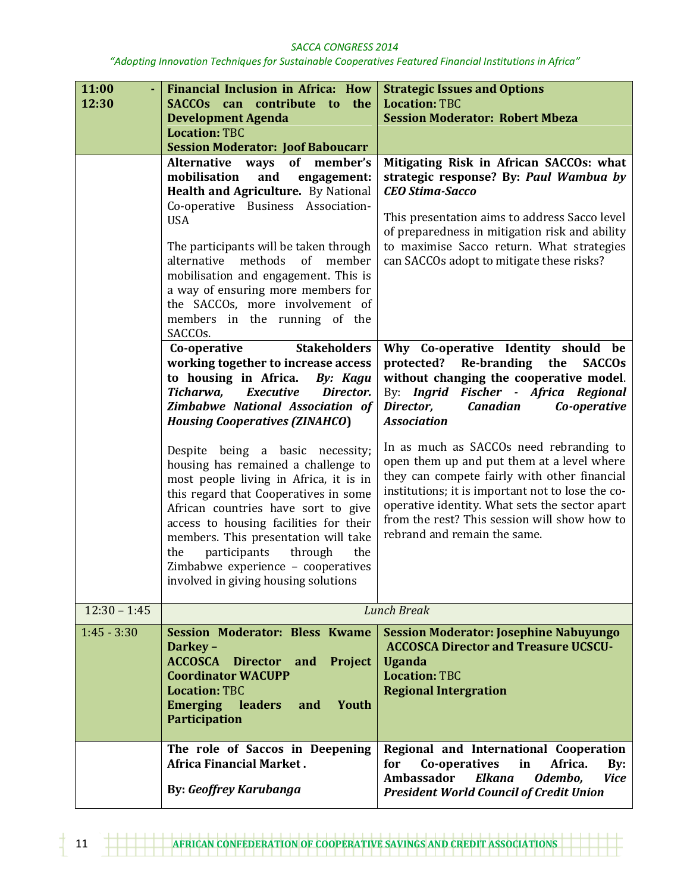| 11:00 - 12:30 | **Financial Inclusion in Africa: How SACCOs can contribute to the Development Agenda** **Location:** TBC **Session Moderator: Joof Baboucarr** | **Strategic Issues and Options** **Location:** TBC **Session Moderator: Robert Mbeza** |
|---|---|---|
| | **Alternative ways of member's mobilisation and engagement: Health and Agriculture.** By National Co-operative Business Association-USA<br><br>The participants will be taken through alternative methods of member mobilisation and engagement. This is a way of ensuring more members for the SACCOs, more involvement of members in the running of the SACCOs. | **Mitigating Risk in African SACCOs: what strategic response? By: *Paul Wambua by CEO Stima-Sacco***<br><br>This presentation aims to address Sacco level of preparedness in mitigation risk and ability to maximise Sacco return. What strategies can SACCOs adopt to mitigate these risks? |
| | **Co-operative Stakeholders working together to increase access to housing in Africa. *By: Kagu Ticharwa, Executive Director. Zimbabwe National Association of Housing Cooperatives (ZINAHCO)***<br><br>Despite being a basic necessity; housing has remained a challenge to most people living in Africa, it is in this regard that Cooperatives in some African countries have sort to give access to housing facilities for their members. This presentation will take the participants through the Zimbabwe experience – cooperatives involved in giving housing solutions | **Why Co-operative Identity should be protected? Re-branding the SACCOs without changing the cooperative model.** By: ***Ingrid Fischer - Africa Regional Director, Canadian Co-operative Association***<br><br>In as much as SACCOs need rebranding to open them up and put them at a level where they can compete fairly with other financial institutions; it is important not to lose the co-operative identity. What sets the sector apart from the rest? This session will show how to rebrand and remain the same. |
| 12:30 – 1:45 | *Lunch Break* | |
| 1:45 - 3:30 | **Session Moderator: Bless Kwame Darkey – ACCOSCA Director and Project Coordinator WACUPP** **Location:** TBC **Emerging leaders and Youth Participation** | **Session Moderator: Josephine Nabuyungo ACCOSCA Director and Treasure UCSCU-Uganda** **Location:** TBC **Regional Intergration** |
| | **The role of Saccos in Deepening Africa Financial Market .**<br><br>**By:** ***Geoffrey Karubanga*** | **Regional and International Cooperation for Co-operatives in Africa. By: Ambassador *Elkana Odembo, Vice President World Council of Credit Union*** |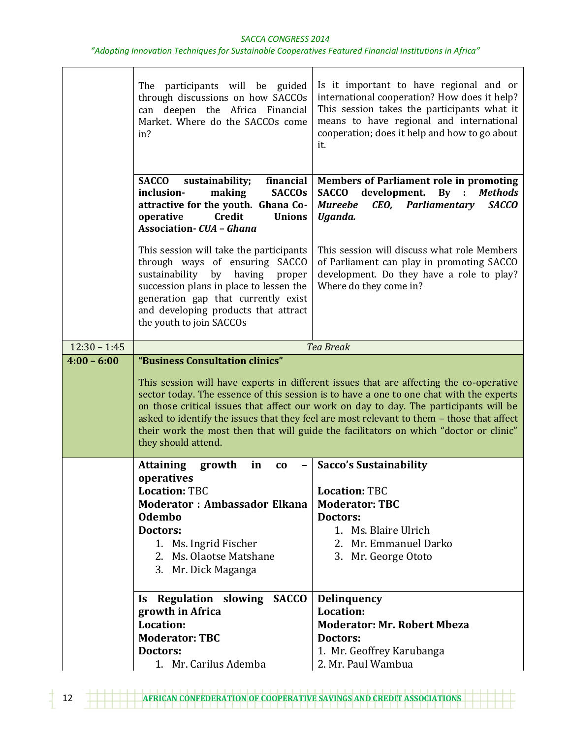| | | |
|---|---|---|
| | The participants will be guided through discussions on how SACCOs can deepen the Africa Financial Market. Where do the SACCOs come in? | Is it important to have regional and or international cooperation? How does it help? This session takes the participants what it means to have regional and international cooperation; does it help and how to go about it. |
| | **SACCO sustainability; financial inclusion- making SACCOs attractive for the youth. Ghana Co-operative Credit Unions Association-** ***CUA – Ghana***<br><br>This session will take the participants through ways of ensuring SACCO sustainability by having proper succession plans in place to lessen the generation gap that currently exist and developing products that attract the youth to join SACCOs | **Members of Parliament role in promoting SACCO development. By :** ***Methods Mureebe CEO, Parliamentary SACCO Uganda.***<br><br>This session will discuss what role Members of Parliament can play in promoting SACCO development. Do they have a role to play? Where do they come in? |
| 12:30 – 1:45 | *Tea Break* | |
| **4:00 – 6:00** | **"Business Consultation clinics"**<br><br>This session will have experts in different issues that are affecting the co-operative sector today. The essence of this session is to have a one to one chat with the experts on those critical issues that affect our work on day to day. The participants will be asked to identify the issues that they feel are most relevant to them – those that affect their work the most then that will guide the facilitators on which "doctor or clinic" they should attend. | |
| | **Attaining growth in co –operatives**<br>**Location:** TBC<br>**Moderator : Ambassador Elkana Odembo**<br>**Doctors:**<br>1. Ms. Ingrid Fischer<br>2. Ms. Olaotse Matshane<br>3. Mr. Dick Maganga | **Sacco's Sustainability**<br><br>**Location:** TBC<br>**Moderator: TBC**<br>**Doctors:**<br>1. Ms. Blaire Ulrich<br>2. Mr. Emmanuel Darko<br>3. Mr. George Ototo |
| | **Is Regulation slowing SACCO growth in Africa**<br>**Location:**<br>**Moderator: TBC**<br>**Doctors:**<br>1. Mr. Carilus Ademba | **Delinquency**<br>**Location:**<br>**Moderator: Mr. Robert Mbeza**<br>**Doctors:**<br>1. Mr. Geoffrey Karubanga<br>2. Mr. Paul Wambua |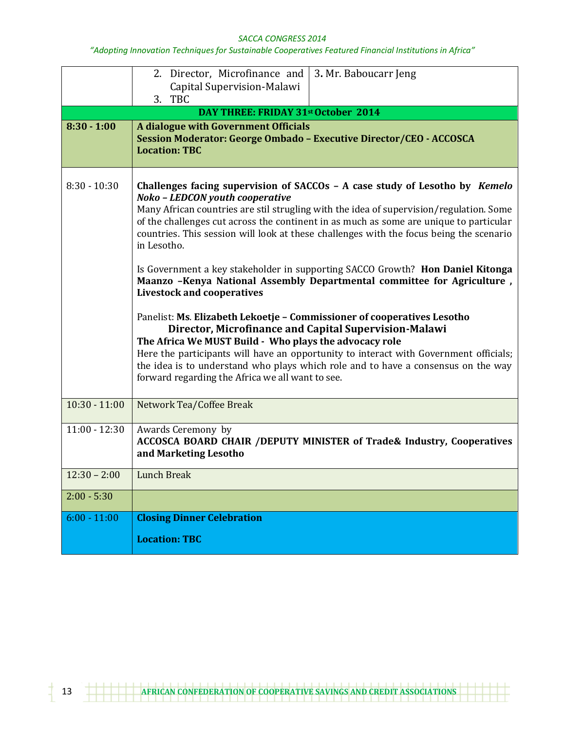| | | |
|---|---|---|
| | 2. Director, Microfinance and Capital Supervision-Malawi<br>3. TBC | 3. Mr. Baboucarr Jeng |
| **DAY THREE: FRIDAY 31st October 2014** | | |
| **8:30 - 1:00** | **A dialogue with Government Officials**<br>**Session Moderator: George Ombado – Executive Director/CEO - ACCOSCA**<br>**Location: TBC** | |
| 8:30 - 10:30 | **Challenges facing supervision of SACCOs – A case study of Lesotho by *Kemelo Noko – LEDCON youth cooperative***<br>Many African countries are stil strugling with the idea of supervision/regulation. Some of the challenges cut across the continent in as much as some are unique to particular countries. This session will look at these challenges with the focus being the scenario in Lesotho.<br><br>Is Government a key stakeholder in supporting SACCO Growth? **Hon Daniel Kitonga Maanzo –Kenya National Assembly Departmental committee for Agriculture , Livestock and cooperatives**<br><br>Panelist: **Ms. Elizabeth Lekoetje – Commissioner of cooperatives Lesotho**<br>**Director, Microfinance and Capital Supervision-Malawi**<br>**The Africa We MUST Build - Who plays the advocacy role**<br>Here the participants will have an opportunity to interact with Government officials; the idea is to understand who plays which role and to have a consensus on the way forward regarding the Africa we all want to see. | |
| 10:30 - 11:00 | Network Tea/Coffee Break | |
| 11:00 - 12:30 | Awards Ceremony by<br>**ACCOSCA BOARD CHAIR /DEPUTY MINISTER of Trade& Industry, Cooperatives and Marketing Lesotho** | |
| 12:30 – 2:00 | Lunch Break | |
| 2:00 - 5:30 | | |
| 6:00 - 11:00 | **Closing Dinner Celebration**<br><br>**Location: TBC** | |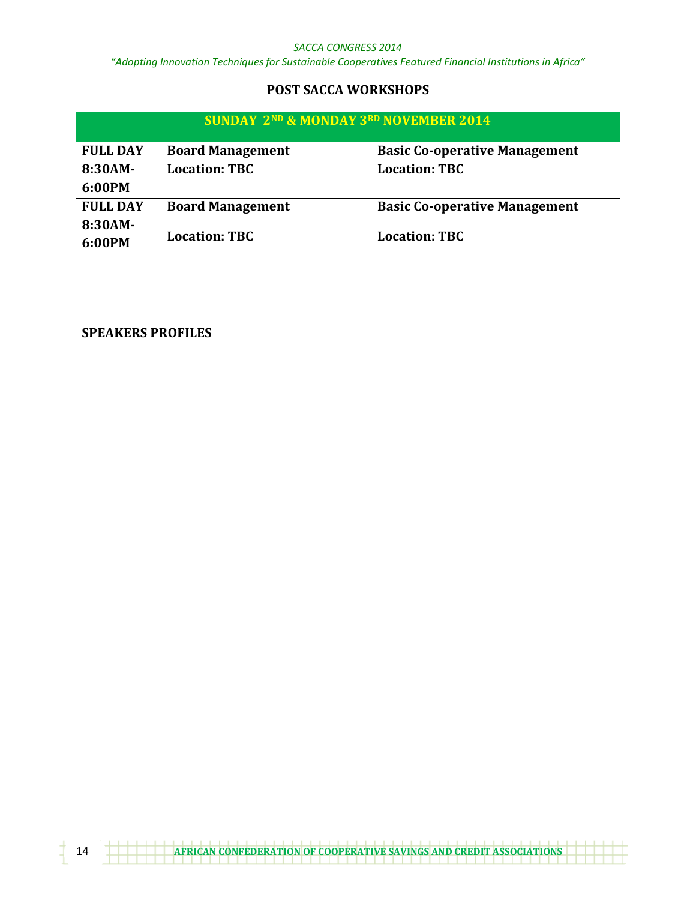## POST SACCA WORKSHOPS

| SUNDAY 2ND & MONDAY 3RD NOVEMBER 2014 | | |
|---|---|---|
| **FULL DAY 8:30AM-6:00PM** | **Board Management**<br>**Location: TBC** | **Basic Co-operative Management**<br>**Location: TBC** |
| **FULL DAY 8:30AM-6:00PM** | **Board Management**<br>**Location: TBC** | **Basic Co-operative Management**<br>**Location: TBC** |

**SPEAKERS PROFILES**